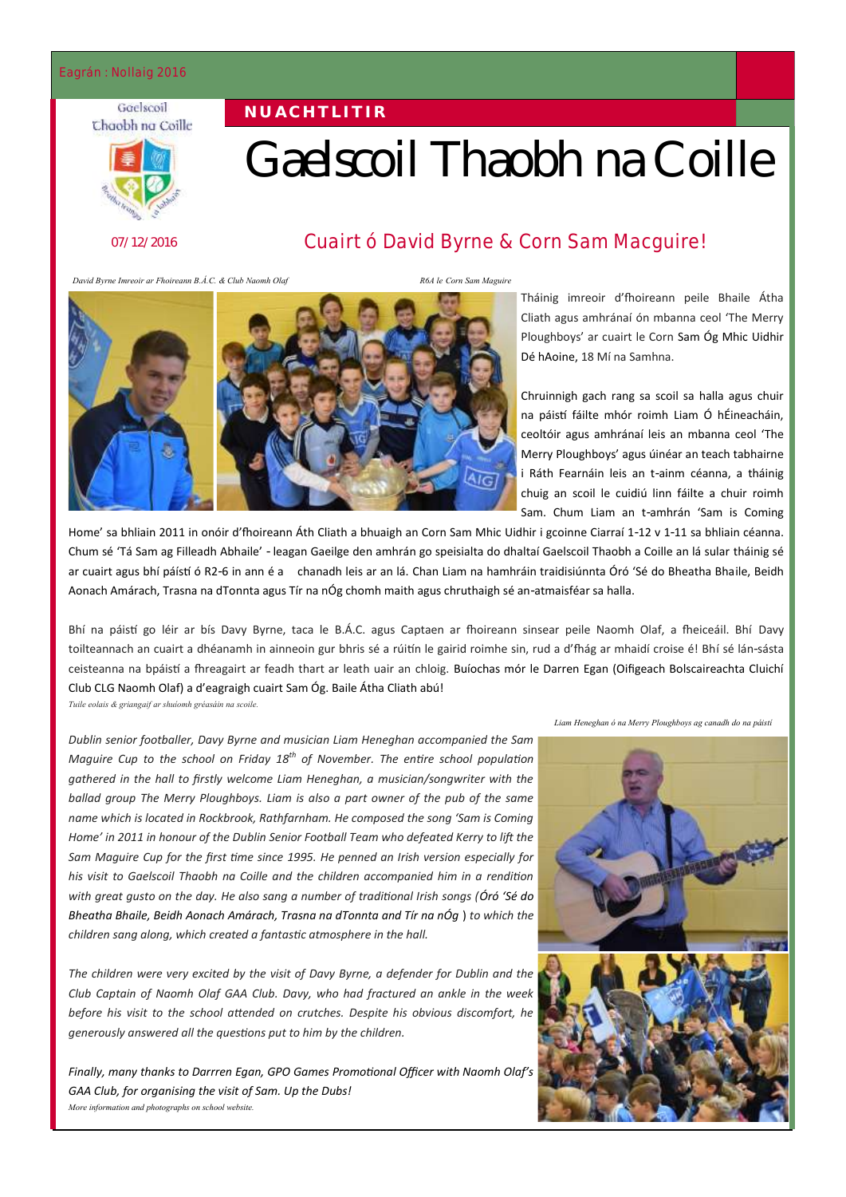Eagrán : Nollaig 2016

Gaelscoil Thaobh na Coille

**NUACHTLITIR**

# Gaelscoil Thaobh na Coille

07/12/2016

## Cuairt ó David Byrne & Corn Sam Macguire!

*David Byrne Imreoir ar Fhoireann B.Á.C. & Club Naomh Olaf*

*R6A le Corn Sam Maguire*

Tháinig imreoir d'fhoireann peile Bhaile Átha Cliath agus amhránaí ón mbanna ceol 'The Merry Ploughboys' ar cuairt le Corn Sam Óg Mhic Uidhir Dé hAoine, 18 Mí na Samhna.

Chruinnigh gach rang sa scoil sa halla agus chuir na páistí fáilte mhór roimh Liam Ó hÉineacháin, ceoltóir agus amhránaí leis an mbanna ceol 'The Merry Ploughboys' agus úinéar an teach tabhairne i Ráth Fearnáin leis an t-ainm céanna, a tháinig chuig an scoil le cuidiú linn fáilte a chuir roimh Sam. Chum Liam an t-amhrán 'Sam is Coming Home' sa bhliain 2011 in onóir d'fhoireann Áth Cliath a bhuaigh an Corn Sam Mhic Uidhir i gcoinne Ciarraí 1-12 v 1-11 sa bhliain céanna. Chum sé 'Tá Sam ag Filleadh Abhaile' - leagan Gaeilge den amhrán go speisialta do dhaltaí Gaelscoil Thaobh a Coille an lá sular tháinig sé ar cuairt agus bhí páistí ó R2-6 in ann é a chanadh leis ar an lá. Chan Liam na hamhráin traidisiúnnta Óró 'Sé do Bheatha Bhaile, Beidh Aonach Amárach, Trasna na dTonnta agus Tír na nÓg chomh maith agus chruthaigh sé an-atmaisféar sa halla.

Bhí na páistí go léir ar bís Davy Byrne, taca le B.Á.C. agus Captaen ar fhoireann sinsear peile Naomh Olaf, a fheiceáil. Bhí Davy toilteannach an cuairt a dhéanamh in ainneoin gur bhris sé a rúitín le gairid roimhe sin, rud a d'fhág ar mhaidí croise é! Bhí sé lán-sásta ceisteanna na bpáistí a fhreagairt ar feadh thart ar leath uair an chloig. Buíochas mór le Darren Egan (Oifigeach Bolscaireachta Cluichí Club CLG Naomh Olaf) a d'eagraigh cuairt Sam Óg. Baile Átha Cliath abú!

*Tuile eolais & griangaif ar shuíomh gréasáin na scoile.*

*Dublin senior footballer, Davy Byrne and musician Liam Heneghan accompanied the Sam Maguire Cup to the school on Friday 18th of November. The entire school population gathered in the hall to firstly welcome Liam Heneghan, a musician/songwriter with the ballad group The Merry Ploughboys. Liam is also a part owner of the pub of the same name which is located in Rockbrook, Rathfarnham. He composed the song 'Sam is Coming Home' in 2011 in honour of the Dublin Senior Football Team who defeated Kerry to lift the Sam Maguire Cup for the first time since 1995. He penned an Irish version especially for his visit to Gaelscoil Thaobh na Coille and the children accompanied him in a rendition with great gusto on the day. He also sang a number of traditional Irish songs (Óró 'Sé do Bheatha Bhaile, Beidh Aonach Amárach, Trasna na dTonnta and Tír na nÓg ) to which the children sang along, which created a fantastic atmosphere in the hall.*

*The children were very excited by the visit of Davy Byrne, a defender for Dublin and the Club Captain of Naomh Olaf GAA Club. Davy, who had fractured an ankle in the week before his visit to the school attended on crutches. Despite his obvious discomfort, he generously answered all the questions put to him by the children.*

*Finally, many thanks to Darrren Egan, GPO Games Promotional Officer with Naomh Olaf's GAA Club, for organising the visit of Sam. Up the Dubs!*

*More information and photographs on school website.*

*Liam Heneghan ó na Merry Ploughboys ag canadh do na páistí*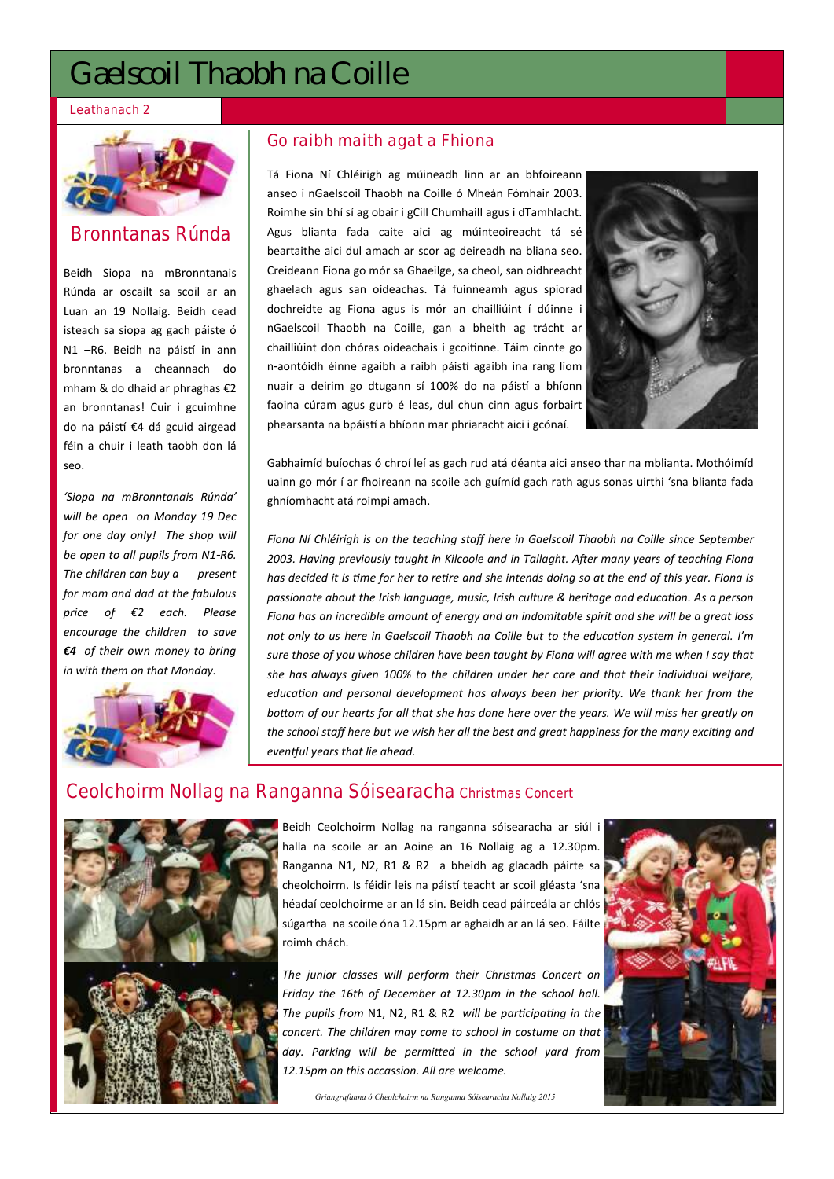# Gaelscoil Thaobh na Coille

## Bronntanas Rúnda

Beidh Siopa na mBronntanais Rúnda ar oscailt sa scoil ar an Luan an 19 Nollaig. Beidh cead isteach sa siopa ag gach páiste ó N1 –R6. Beidh na páistí in ann bronntanas a cheannach do mham & do dhaid ar phraghas €2 an bronntanas! Cuir i gcuimhne do na páistí €4 dá gcuid airgead féin a chuir i leath taobh don lá seo.

*'Siopa na mBronntanais Rúnda' will be open on Monday 19 Dec for one day only! The shop will be open to all pupils from N1-R6. The children can buy a present for mom and dad at the fabulous price of €2 each. Please encourage the children to save* ***€4*** *of their own money to bring in with them on that Monday.*

## Go raibh maith agat a Fhiona

Tá Fiona Ní Chléirigh ag múineadh linn ar an bhfoireann anseo i nGaelscoil Thaobh na Coille ó Mheán Fómhair 2003. Roimhe sin bhí sí ag obair i gCill Chumhaill agus i dTamhlacht. Agus blianta fada caite aici ag múinteoireacht tá sé beartaithe aici dul amach ar scor ag deireadh na bliana seo. Creideann Fiona go mór sa Ghaeilge, sa cheol, san oidhreacht ghaelach agus san oideachas. Tá fuinneamh agus spiorad dochreidte ag Fiona agus is mór an chailliúint í dúinne i nGaelscoil Thaobh na Coille, gan a bheith ag trácht ar chailliúint don chóras oideachais i gcoitinne. Táim cinnte go n-aontóidh éinne agaibh a raibh páistí agaibh ina rang liom nuair a deirim go dtugann sí 100% do na páistí a bhíonn faoina cúram agus gurb é leas, dul chun cinn agus forbairt phearsanta na bpáistí a bhíonn mar phriaracht aici i gcónaí.

Gabhaimíd buíochas ó chroí leí as gach rud atá déanta aici anseo thar na mblianta. Mothóimíd uainn go mór í ar fhoireann na scoile ach guímíd gach rath agus sonas uirthi 'sna blianta fada ghníomhacht atá roimpi amach.

*Fiona Ní Chléirigh is on the teaching staff here in Gaelscoil Thaobh na Coille since September 2003. Having previously taught in Kilcoole and in Tallaght. After many years of teaching Fiona has decided it is time for her to retire and she intends doing so at the end of this year. Fiona is passionate about the Irish language, music, Irish culture & heritage and education. As a person Fiona has an incredible amount of energy and an indomitable spirit and she will be a great loss not only to us here in Gaelscoil Thaobh na Coille but to the education system in general. I'm sure those of you whose children have been taught by Fiona will agree with me when I say that she has always given 100% to the children under her care and that their individual welfare, education and personal development has always been her priority. We thank her from the bottom of our hearts for all that she has done here over the years. We will miss her greatly on the school staff here but we wish her all the best and great happiness for the many exciting and eventful years that lie ahead.*

## Ceolchoirm Nollag na Ranganna Sóisearacha Christmas Concert

Beidh Ceolchoirm Nollag na ranganna sóisearacha ar siúl i halla na scoile ar an Aoine an 16 Nollaig ag a 12.30pm. Ranganna N1, N2, R1 & R2 a bheidh ag glacadh páirte sa cheolchoirm. Is féidir leis na páistí teacht ar scoil gléasta 'sna héadaí ceolchoirme ar an lá sin. Beidh cead páirceála ar chlós súgartha na scoile óna 12.15pm ar aghaidh ar an lá seo. Fáilte roimh chách.

*The junior classes will perform their Christmas Concert on Friday the 16th of December at 12.30pm in the school hall. The pupils from* N1, N2, R1 & R2 *will be participating in the concert. The children may come to school in costume on that day. Parking will be permitted in the school yard from 12.15pm on this occassion. All are welcome.*

*Griangrafanna ó Cheolchoirm na Ranganna Sóisearacha Nollaig 2015*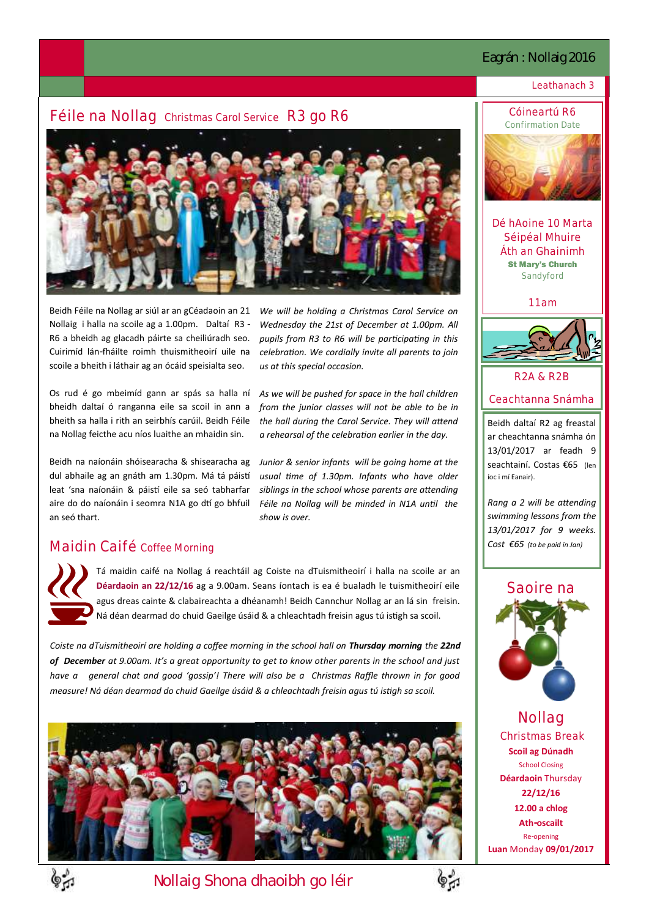# Féile na Nollag Christmas Carol Service R3 go R6

Beidh Féile na Nollag ar siúl ar an gCéadaoin an 21 Nollaig i halla na scoile ag a 1.00pm. Daltaí R3 - R6 a bheidh ag glacadh páirte sa cheiliúradh seo. Cuirimíd lán-fháilte roimh thuismitheoirí uile na scoile a bheith i láthair ag an ócáid speisialta seo.

*We will be holding a Christmas Carol Service on Wednesday the 21st of December at 1.00pm. All pupils from R3 to R6 will be participating in this celebration. We cordially invite all parents to join us at this special occasion.*

Os rud é go mbeimíd gann ar spás sa halla ní bheidh daltaí ó ranganna eile sa scoil in ann a bheith sa halla i rith an seirbhís carúil. Beidh Féile na Nollag feicthe acu níos luaithe an mhaidin sin.

*As we will be pushed for space in the hall children from the junior classes will not be able to be in the hall during the Carol Service. They will attend a rehearsal of the celebration earlier in the day.*

Beidh na naíonáin shóisearacha & shisearacha ag dul abhaile ag an gnáth am 1.30pm. Má tá páistí leat 'sna naíonáin & páistí eile sa seó tabharfar aire do do naíonáin i seomra N1A go dtí go bhfuil an seó thart.

*Junior & senior infants will be going home at the usual time of 1.30pm. Infants who have older siblings in the school whose parents are attending Féile na Nollag will be minded in N1A until the show is over.*

## Maidin Caifé Coffee Morning

Tá maidin caifé na Nollag á reachtáil ag Coiste na dTuismitheoirí i halla na scoile ar an **Déardaoin an 22/12/16** ag a 9.00am. Seans íontach is ea é bualadh le tuismitheoirí eile agus dreas cainte & clabaireachta a dhéanamh! Beidh Cannchur Nollag ar an lá sin freisin. Ná déan dearmad do chuid Gaeilge úsáid & a chleachtadh freisin agus tú istigh sa scoil.

*Coiste na dTuismitheoirí are holding a coffee morning in the school hall on **Thursday morning** the **22nd of December** at 9.00am. It's a great opportunity to get to know other parents in the school and just have a general chat and good 'gossip'! There will also be a Christmas Raffle thrown in for good measure! Ná déan dearmad do chuid Gaeilge úsáid & a chleachtadh freisin agus tú istigh sa scoil.*

Nollaig Shona dhaoibh go léir

## Cóineartú R6
Confirmation Date

Dé hAoine 10 Marta
Séipéal Mhuire
Áth an Ghainimh
**St Mary's Church**
Sandyford

11am

## R2A & R2B

Ceachtanna Snámha

Beidh daltaí R2 ag freastal ar cheachtanna snámha ón 13/01/2017 ar feadh 9 seachtainí. Costas €65 (len íoc i mí Eanair).

*Rang a 2 will be attending swimming lessons from the 13/01/2017 for 9 weeks. Cost €65 (to be paid in Jan)*

## Saoire na Nollag
Christmas Break

**Scoil ag Dúnadh**
School Closing
**Déardaoin** Thursday
**22/12/16**
**12.00 a chlog**
**Ath-oscailt**
Re-opening
**Luan** Monday **09/01/2017**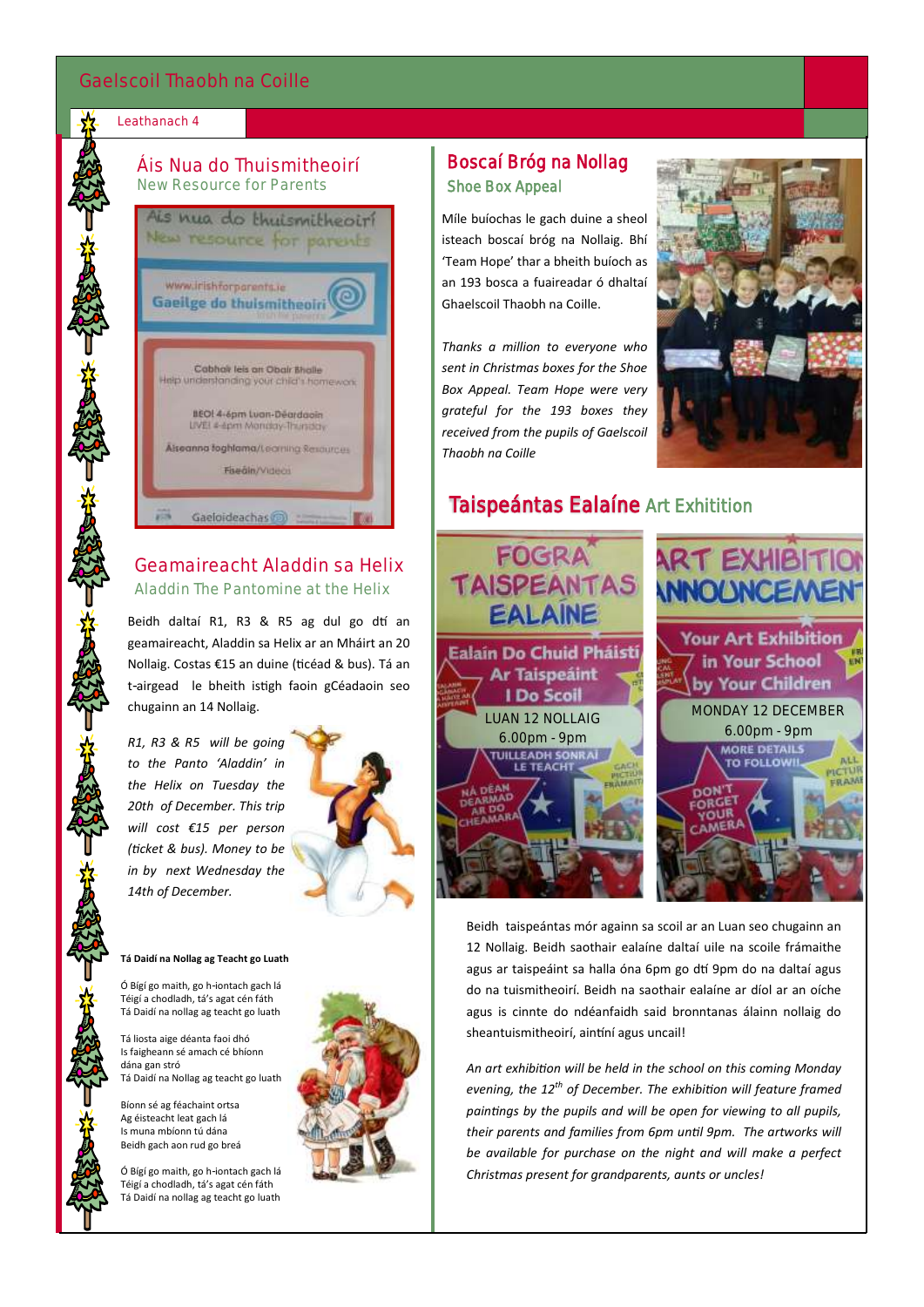# Gaelscoil Thaobh na Coille

Leathanach 4

## Áis Nua do Thuismitheoirí
### New Resource for Parents

Áis nua do thuismitheoirí
New resource for parents

www.irishforparents.ie
Gaeilge do thuismitheoirí

Cabhair leis an Obair Bhaile
Help understanding your child's homework

BEO! 4-6pm Luan-Déardaoin
LIVE! 4-6pm Monday-Thursday

Áiseanna foghlama/Learning Resources

Físeáin/Videos

Gaeloideachas

## Geamaireacht Aladdin sa Helix
### Aladdin The Pantomine at the Helix

Beidh daltaí R1, R3 & R5 ag dul go dtí an geamaireacht, Aladdin sa Helix ar an Mháirt an 20 Nollaig. Costas €15 an duine (ticéad & bus). Tá an t-airgead le bheith istigh faoin gCéadaoin seo chugainn an 14 Nollaig.

*R1, R3 & R5 will be going to the Panto 'Aladdin' in the Helix on Tuesday the 20th of December. This trip will cost €15 per person (ticket & bus). Money to be in by next Wednesday the 14th of December.*

**Tá Daidí na Nollag ag Teacht go Luath**

Ó Bígí go maith, go h-iontach gach lá
Téigí a chodladh, tá's agat cén fáth
Tá Daidí na nollag ag teacht go luath

Tá liosta aige déanta faoi dhó
Is faigheann sé amach cé bhíonn
dána gan stró
Tá Daidí na Nollag ag teacht go luath

Bíonn sé ag féachaint ortsa
Ag éisteacht leat gach lá
Is muna mbíonn tú dána
Beidh gach aon rud go breá

Ó Bígí go maith, go h-iontach gach lá
Téigí a chodladh, tá's agat cén fáth
Tá Daidí na nollag ag teacht go luath

## Boscaí Bróg na Nollag
### Shoe Box Appeal

Míle buíochas le gach duine a sheol isteach boscaí bróg na Nollaig. Bhí 'Team Hope' thar a bheith buíoch as an 193 bosca a fuaireadar ó dhaltaí Ghaelscoil Thaobh na Coille.

*Thanks a million to everyone who sent in Christmas boxes for the Shoe Box Appeal. Team Hope were very grateful for the 193 boxes they received from the pupils of Gaelscoil Thaobh na Coille*

## Taispeántas Ealaíne Art Exhitition

FÓGRA TAISPEÁNTAS EALAÍNE
Ealaín Do Chuid Pháistí Ar Taispeáint I Do Scoil
LUAN 12 NOLLAIG
6.00pm - 9pm
TUILLEADH SONRAÍ LE TEACHT
NÁ DÉAN DEARMAD AR DO CHEAMARA

ART EXHIBITION ANNOUNCEMENT
Your Art Exhibition in Your School by Your Children
MONDAY 12 DECEMBER
6.00pm - 9pm
MORE DETAILS TO FOLLOW!!
DON'T FORGET YOUR CAMERA

Beidh taispeántas mór againn sa scoil ar an Luan seo chugainn an 12 Nollaig. Beidh saothair ealaíne daltaí uile na scoile frámaithe agus ar taispeáint sa halla óna 6pm go dtí 9pm do na daltaí agus do na tuismitheoirí. Beidh na saothair ealaíne ar díol ar an oíche agus is cinnte do ndéanfaidh said bronntanas álainn nollaig do sheantuismitheoirí, aintíní agus uncail!

*An art exhibition will be held in the school on this coming Monday evening, the 12th of December. The exhibition will feature framed paintings by the pupils and will be open for viewing to all pupils, their parents and families from 6pm until 9pm. The artworks will be available for purchase on the night and will make a perfect Christmas present for grandparents, aunts or uncles!*